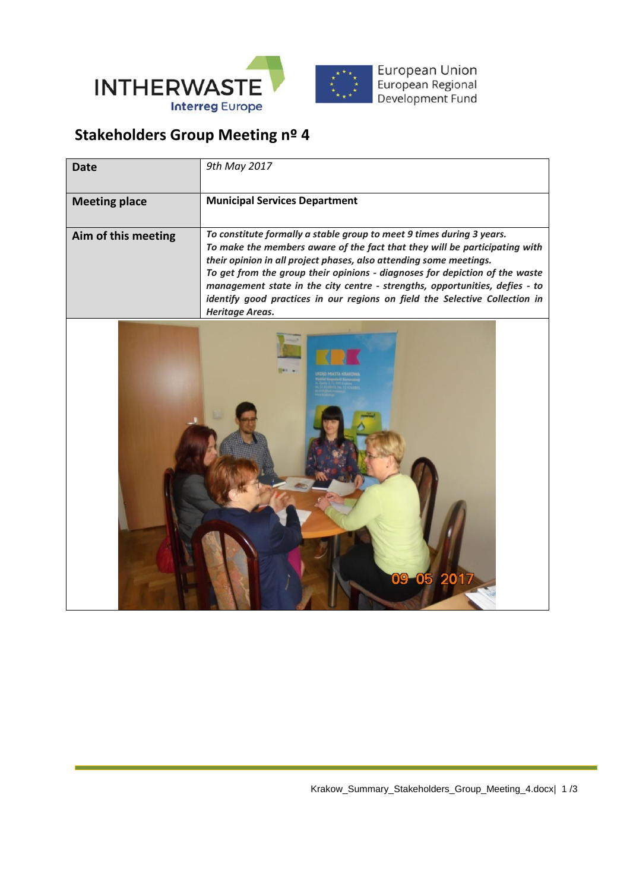# Stakeholders Group Meeting nº 4

| | |
|---|---|
| **Date** | *9th May 2017* |
| **Meeting place** | **Municipal Services Department** |
| **Aim of this meeting** | ***To constitute formally a stable group to meet 9 times during 3 years. To make the members aware of the fact that they will be participating with their opinion in all project phases, also attending some meetings. To get from the group their opinions - diagnoses for depiction of the waste management state in the city centre - strengths, opportunities, defies - to identify good practices in our regions on field the Selective Collection in Heritage Areas.*** |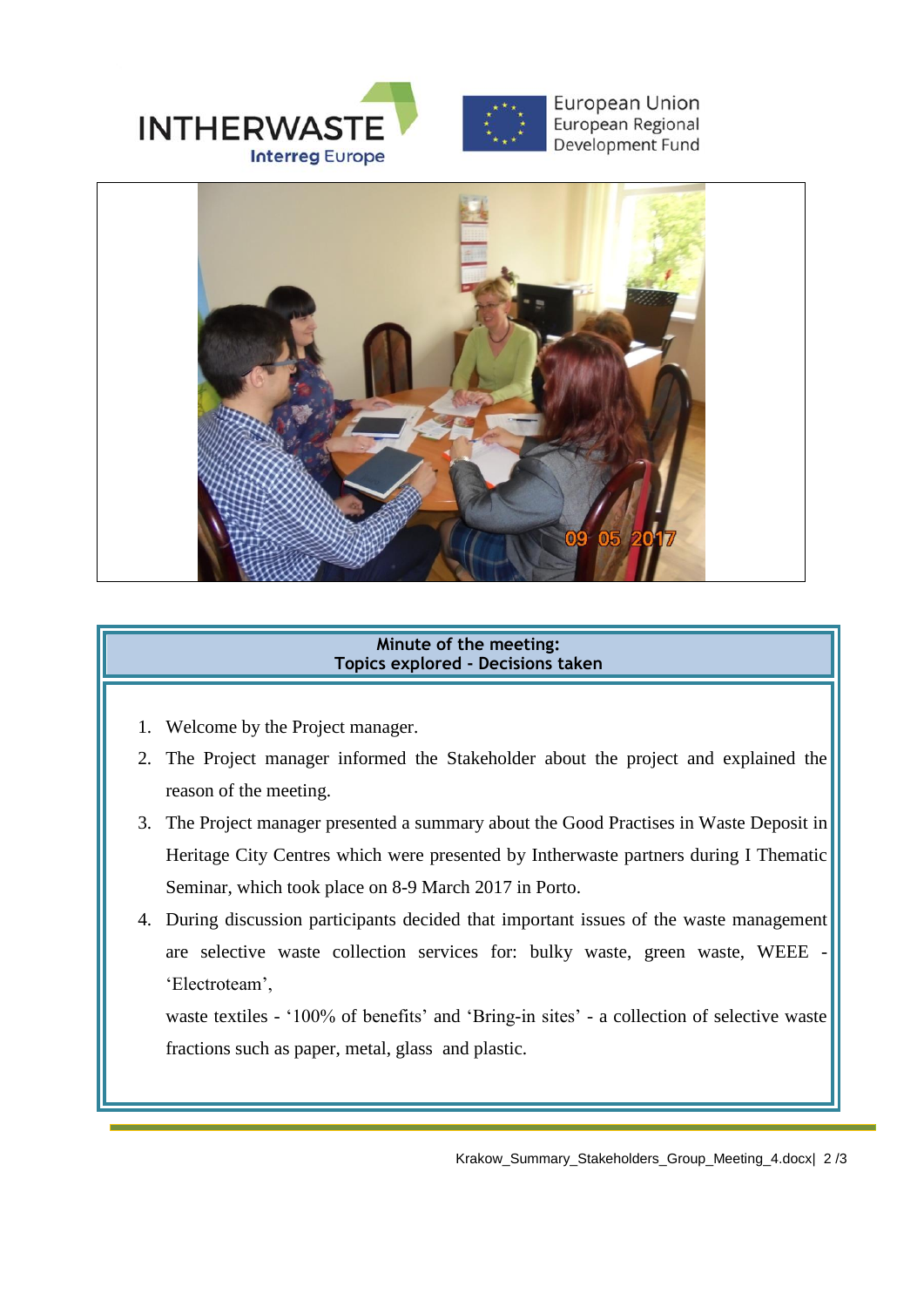INTHERWASTE
Interreg Europe

European Union
European Regional Development Fund

**Minute of the meeting:**
**Topics explored – Decisions taken**

1. Welcome by the Project manager.
2. The Project manager informed the Stakeholder about the project and explained the reason of the meeting.
3. The Project manager presented a summary about the Good Practises in Waste Deposit in Heritage City Centres which were presented by Intherwaste partners during I Thematic Seminar, which took place on 8-9 March 2017 in Porto.
4. During discussion participants decided that important issues of the waste management are selective waste collection services for: bulky waste, green waste, WEEE - 'Electroteam',

   waste textiles - '100% of benefits' and 'Bring-in sites' - a collection of selective waste fractions such as paper, metal, glass and plastic.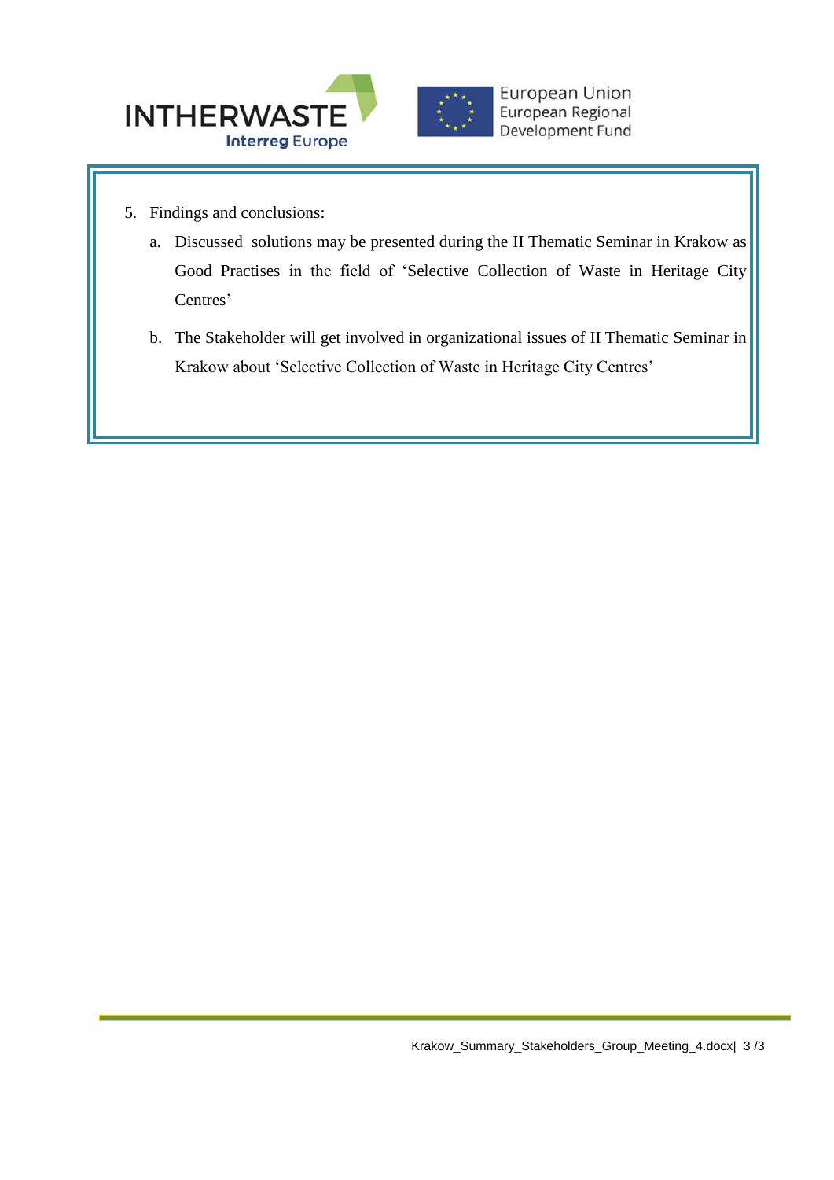5. Findings and conclusions:
    a. Discussed solutions may be presented during the II Thematic Seminar in Krakow as Good Practises in the field of 'Selective Collection of Waste in Heritage City Centres'
    b. The Stakeholder will get involved in organizational issues of II Thematic Seminar in Krakow about 'Selective Collection of Waste in Heritage City Centres'